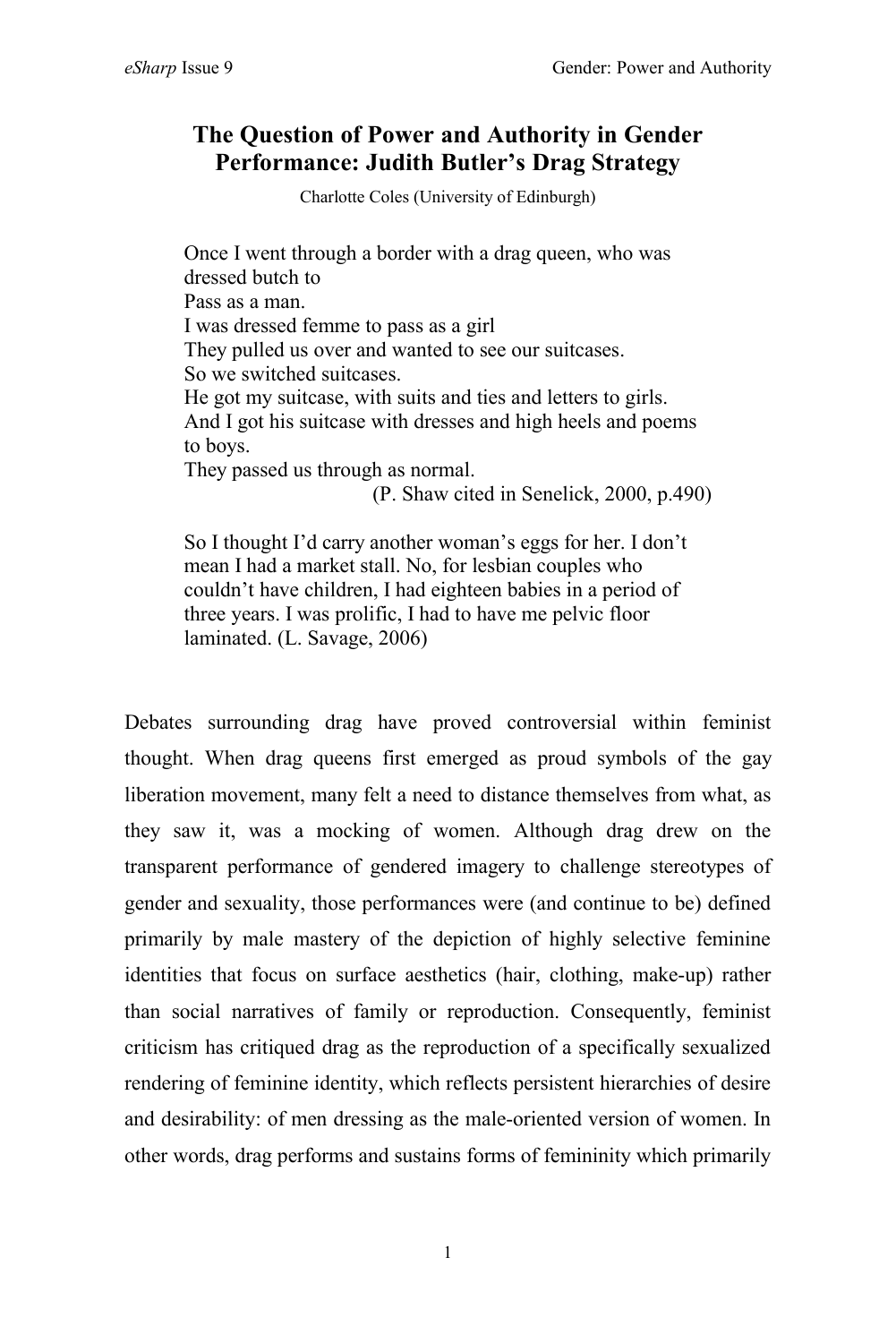# The Question of Power and Authority in Gender Performance: Judith Butler's Drag Strategy

Charlotte Coles (University of Edinburgh)

> Once I went through a border with a drag queen, who was dressed butch to
> Pass as a man.
> I was dressed femme to pass as a girl
> They pulled us over and wanted to see our suitcases.
> So we switched suitcases.
> He got my suitcase, with suits and ties and letters to girls.
> And I got his suitcase with dresses and high heels and poems to boys.
> They passed us through as normal.
>
> (P. Shaw cited in Senelick, 2000, p.490)

> So I thought I'd carry another woman's eggs for her. I don't mean I had a market stall. No, for lesbian couples who couldn't have children, I had eighteen babies in a period of three years. I was prolific, I had to have me pelvic floor laminated. (L. Savage, 2006)

Debates surrounding drag have proved controversial within feminist thought. When drag queens first emerged as proud symbols of the gay liberation movement, many felt a need to distance themselves from what, as they saw it, was a mocking of women. Although drag drew on the transparent performance of gendered imagery to challenge stereotypes of gender and sexuality, those performances were (and continue to be) defined primarily by male mastery of the depiction of highly selective feminine identities that focus on surface aesthetics (hair, clothing, make-up) rather than social narratives of family or reproduction. Consequently, feminist criticism has critiqued drag as the reproduction of a specifically sexualized rendering of feminine identity, which reflects persistent hierarchies of desire and desirability: of men dressing as the male-oriented version of women. In other words, drag performs and sustains forms of femininity which primarily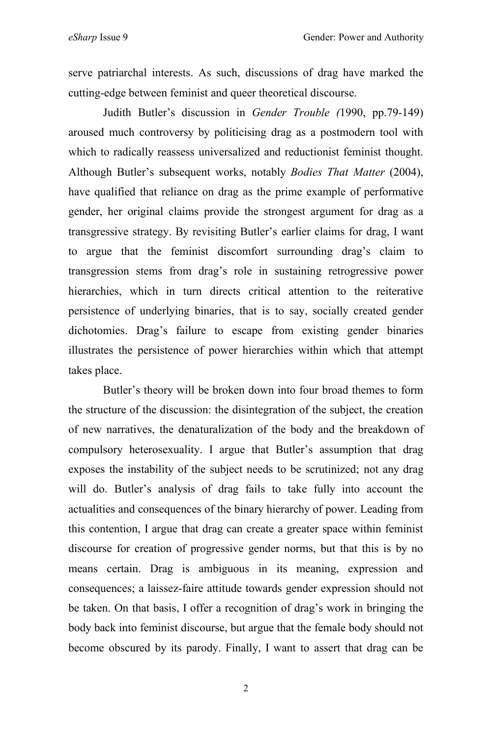serve patriarchal interests. As such, discussions of drag have marked the cutting-edge between feminist and queer theoretical discourse.

Judith Butler's discussion in *Gender Trouble (*1990, pp.79-149) aroused much controversy by politicising drag as a postmodern tool with which to radically reassess universalized and reductionist feminist thought. Although Butler's subsequent works, notably *Bodies That Matter* (2004), have qualified that reliance on drag as the prime example of performative gender, her original claims provide the strongest argument for drag as a transgressive strategy. By revisiting Butler's earlier claims for drag, I want to argue that the feminist discomfort surrounding drag's claim to transgression stems from drag's role in sustaining retrogressive power hierarchies, which in turn directs critical attention to the reiterative persistence of underlying binaries, that is to say, socially created gender dichotomies. Drag's failure to escape from existing gender binaries illustrates the persistence of power hierarchies within which that attempt takes place.

Butler's theory will be broken down into four broad themes to form the structure of the discussion: the disintegration of the subject, the creation of new narratives, the denaturalization of the body and the breakdown of compulsory heterosexuality. I argue that Butler's assumption that drag exposes the instability of the subject needs to be scrutinized; not any drag will do. Butler's analysis of drag fails to take fully into account the actualities and consequences of the binary hierarchy of power. Leading from this contention, I argue that drag can create a greater space within feminist discourse for creation of progressive gender norms, but that this is by no means certain. Drag is ambiguous in its meaning, expression and consequences; a laissez-faire attitude towards gender expression should not be taken. On that basis, I offer a recognition of drag's work in bringing the body back into feminist discourse, but argue that the female body should not become obscured by its parody. Finally, I want to assert that drag can be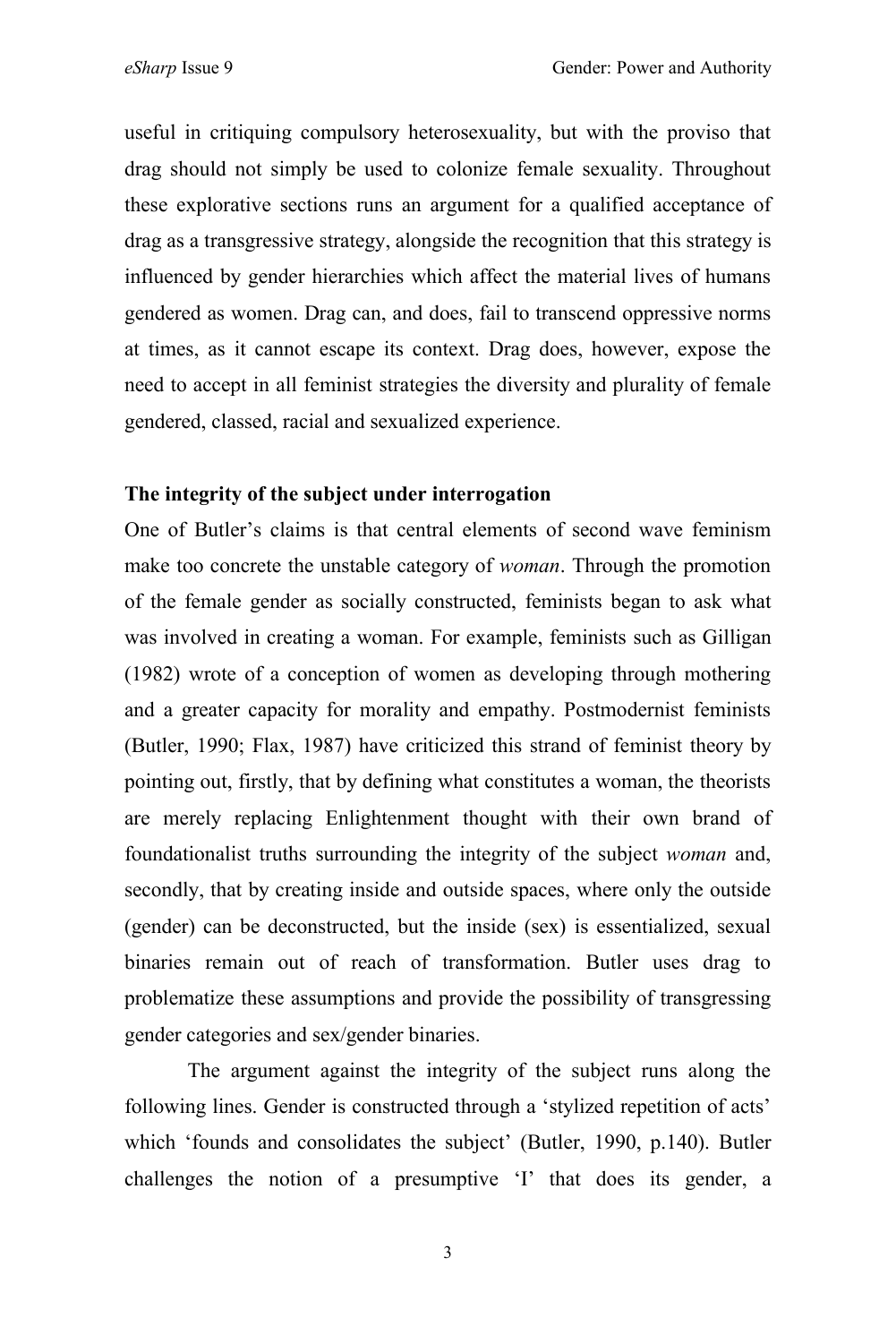useful in critiquing compulsory heterosexuality, but with the proviso that drag should not simply be used to colonize female sexuality. Throughout these explorative sections runs an argument for a qualified acceptance of drag as a transgressive strategy, alongside the recognition that this strategy is influenced by gender hierarchies which affect the material lives of humans gendered as women. Drag can, and does, fail to transcend oppressive norms at times, as it cannot escape its context. Drag does, however, expose the need to accept in all feminist strategies the diversity and plurality of female gendered, classed, racial and sexualized experience.

**The integrity of the subject under interrogation**

One of Butler's claims is that central elements of second wave feminism make too concrete the unstable category of *woman*. Through the promotion of the female gender as socially constructed, feminists began to ask what was involved in creating a woman. For example, feminists such as Gilligan (1982) wrote of a conception of women as developing through mothering and a greater capacity for morality and empathy. Postmodernist feminists (Butler, 1990; Flax, 1987) have criticized this strand of feminist theory by pointing out, firstly, that by defining what constitutes a woman, the theorists are merely replacing Enlightenment thought with their own brand of foundationalist truths surrounding the integrity of the subject *woman* and, secondly, that by creating inside and outside spaces, where only the outside (gender) can be deconstructed, but the inside (sex) is essentialized, sexual binaries remain out of reach of transformation. Butler uses drag to problematize these assumptions and provide the possibility of transgressing gender categories and sex/gender binaries.

The argument against the integrity of the subject runs along the following lines. Gender is constructed through a 'stylized repetition of acts' which 'founds and consolidates the subject' (Butler, 1990, p.140). Butler challenges the notion of a presumptive 'I' that does its gender, a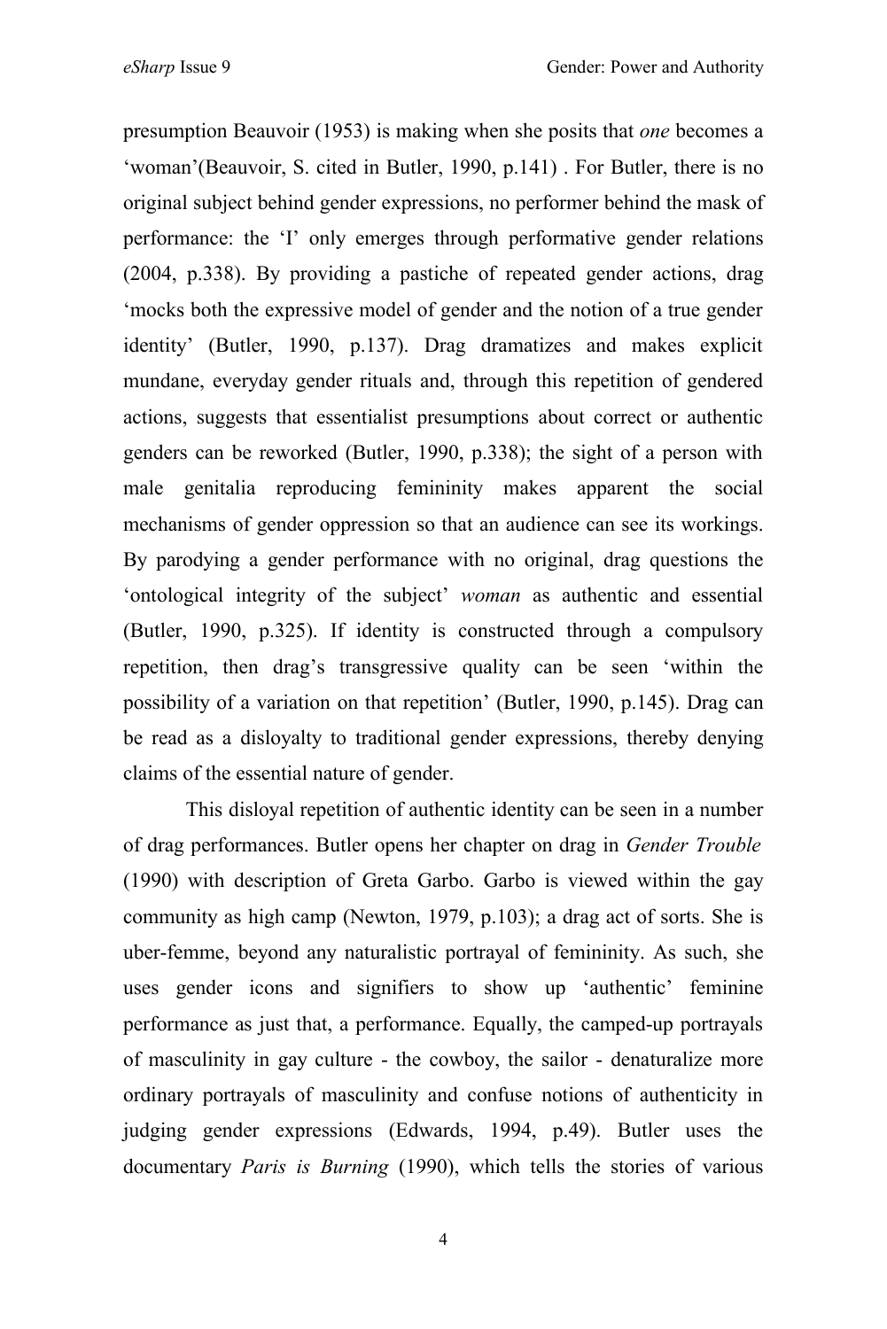presumption Beauvoir (1953) is making when she posits that *one* becomes a 'woman'(Beauvoir, S. cited in Butler, 1990, p.141) . For Butler, there is no original subject behind gender expressions, no performer behind the mask of performance: the 'I' only emerges through performative gender relations (2004, p.338). By providing a pastiche of repeated gender actions, drag 'mocks both the expressive model of gender and the notion of a true gender identity' (Butler, 1990, p.137). Drag dramatizes and makes explicit mundane, everyday gender rituals and, through this repetition of gendered actions, suggests that essentialist presumptions about correct or authentic genders can be reworked (Butler, 1990, p.338); the sight of a person with male genitalia reproducing femininity makes apparent the social mechanisms of gender oppression so that an audience can see its workings. By parodying a gender performance with no original, drag questions the 'ontological integrity of the subject' *woman* as authentic and essential (Butler, 1990, p.325). If identity is constructed through a compulsory repetition, then drag's transgressive quality can be seen 'within the possibility of a variation on that repetition' (Butler, 1990, p.145). Drag can be read as a disloyalty to traditional gender expressions, thereby denying claims of the essential nature of gender.

This disloyal repetition of authentic identity can be seen in a number of drag performances. Butler opens her chapter on drag in *Gender Trouble* (1990) with description of Greta Garbo. Garbo is viewed within the gay community as high camp (Newton, 1979, p.103); a drag act of sorts. She is uber-femme, beyond any naturalistic portrayal of femininity. As such, she uses gender icons and signifiers to show up 'authentic' feminine performance as just that, a performance. Equally, the camped-up portrayals of masculinity in gay culture - the cowboy, the sailor - denaturalize more ordinary portrayals of masculinity and confuse notions of authenticity in judging gender expressions (Edwards, 1994, p.49). Butler uses the documentary *Paris is Burning* (1990), which tells the stories of various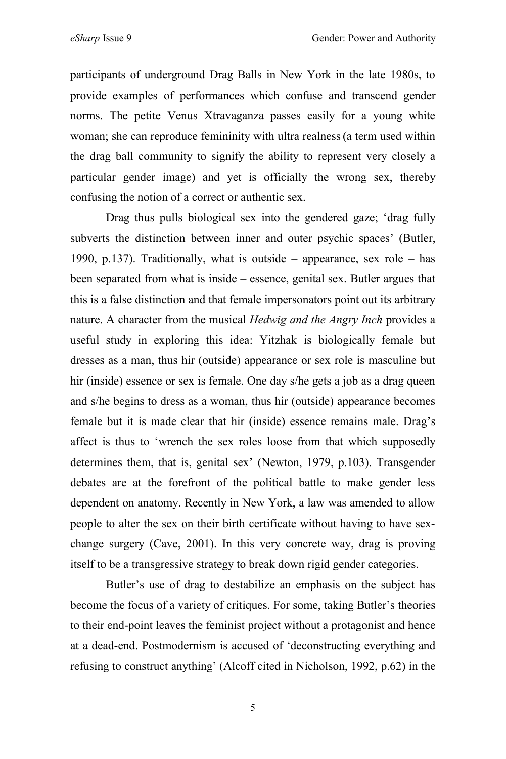participants of underground Drag Balls in New York in the late 1980s, to provide examples of performances which confuse and transcend gender norms. The petite Venus Xtravaganza passes easily for a young white woman; she can reproduce femininity with ultra realness (a term used within the drag ball community to signify the ability to represent very closely a particular gender image) and yet is officially the wrong sex, thereby confusing the notion of a correct or authentic sex.

Drag thus pulls biological sex into the gendered gaze; 'drag fully subverts the distinction between inner and outer psychic spaces' (Butler, 1990, p.137). Traditionally, what is outside – appearance, sex role – has been separated from what is inside – essence, genital sex. Butler argues that this is a false distinction and that female impersonators point out its arbitrary nature. A character from the musical *Hedwig and the Angry Inch* provides a useful study in exploring this idea: Yitzhak is biologically female but dresses as a man, thus hir (outside) appearance or sex role is masculine but hir (inside) essence or sex is female. One day s/he gets a job as a drag queen and s/he begins to dress as a woman, thus hir (outside) appearance becomes female but it is made clear that hir (inside) essence remains male. Drag's affect is thus to 'wrench the sex roles loose from that which supposedly determines them, that is, genital sex' (Newton, 1979, p.103). Transgender debates are at the forefront of the political battle to make gender less dependent on anatomy. Recently in New York, a law was amended to allow people to alter the sex on their birth certificate without having to have sex-change surgery (Cave, 2001). In this very concrete way, drag is proving itself to be a transgressive strategy to break down rigid gender categories.

Butler's use of drag to destabilize an emphasis on the subject has become the focus of a variety of critiques. For some, taking Butler's theories to their end-point leaves the feminist project without a protagonist and hence at a dead-end. Postmodernism is accused of 'deconstructing everything and refusing to construct anything' (Alcoff cited in Nicholson, 1992, p.62) in the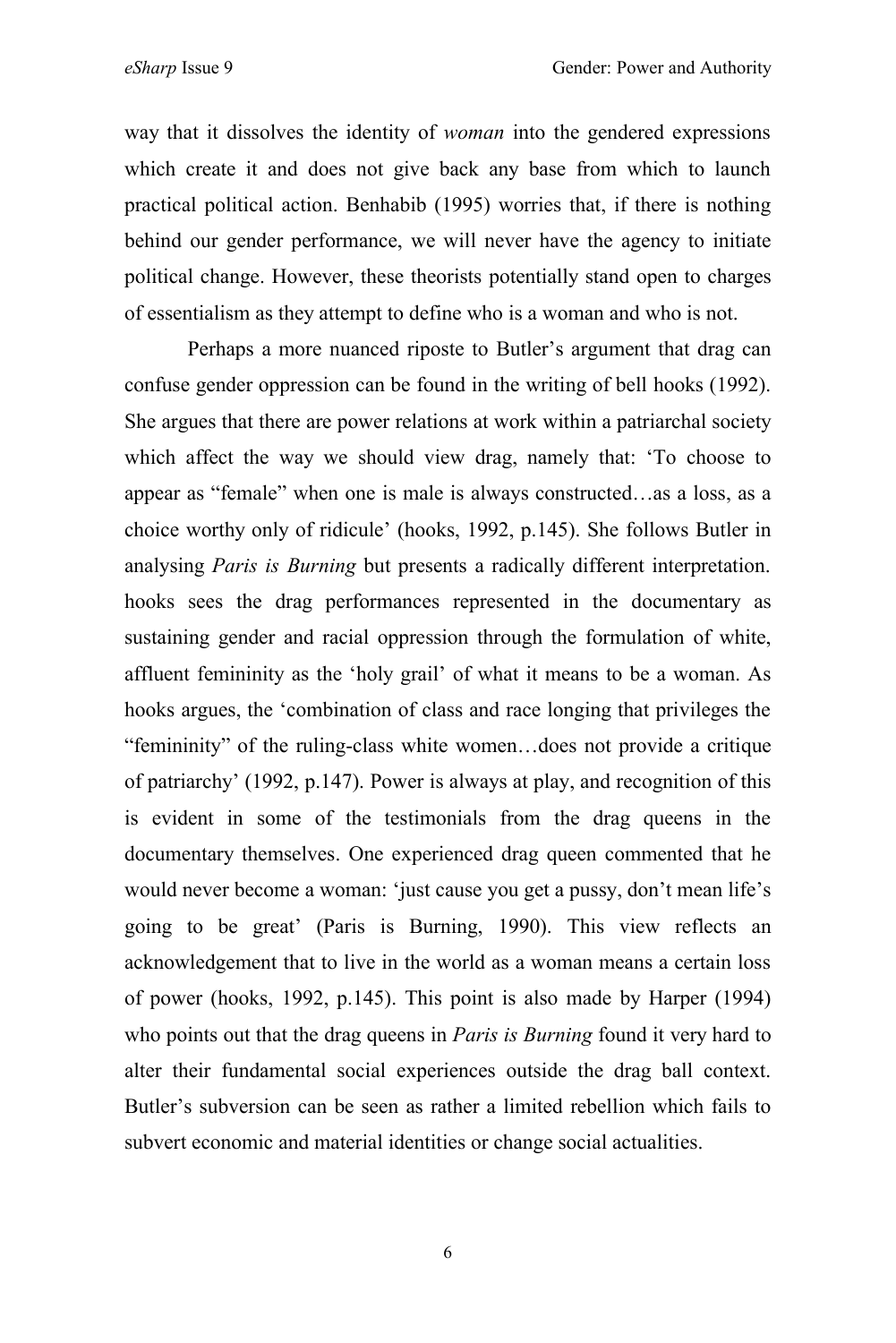way that it dissolves the identity of *woman* into the gendered expressions which create it and does not give back any base from which to launch practical political action. Benhabib (1995) worries that, if there is nothing behind our gender performance, we will never have the agency to initiate political change. However, these theorists potentially stand open to charges of essentialism as they attempt to define who is a woman and who is not.

Perhaps a more nuanced riposte to Butler's argument that drag can confuse gender oppression can be found in the writing of bell hooks (1992). She argues that there are power relations at work within a patriarchal society which affect the way we should view drag, namely that: 'To choose to appear as "female" when one is male is always constructed…as a loss, as a choice worthy only of ridicule' (hooks, 1992, p.145). She follows Butler in analysing *Paris is Burning* but presents a radically different interpretation. hooks sees the drag performances represented in the documentary as sustaining gender and racial oppression through the formulation of white, affluent femininity as the 'holy grail' of what it means to be a woman. As hooks argues, the 'combination of class and race longing that privileges the "femininity" of the ruling-class white women…does not provide a critique of patriarchy' (1992, p.147). Power is always at play, and recognition of this is evident in some of the testimonials from the drag queens in the documentary themselves. One experienced drag queen commented that he would never become a woman: 'just cause you get a pussy, don't mean life's going to be great' (Paris is Burning, 1990). This view reflects an acknowledgement that to live in the world as a woman means a certain loss of power (hooks, 1992, p.145). This point is also made by Harper (1994) who points out that the drag queens in *Paris is Burning* found it very hard to alter their fundamental social experiences outside the drag ball context. Butler's subversion can be seen as rather a limited rebellion which fails to subvert economic and material identities or change social actualities.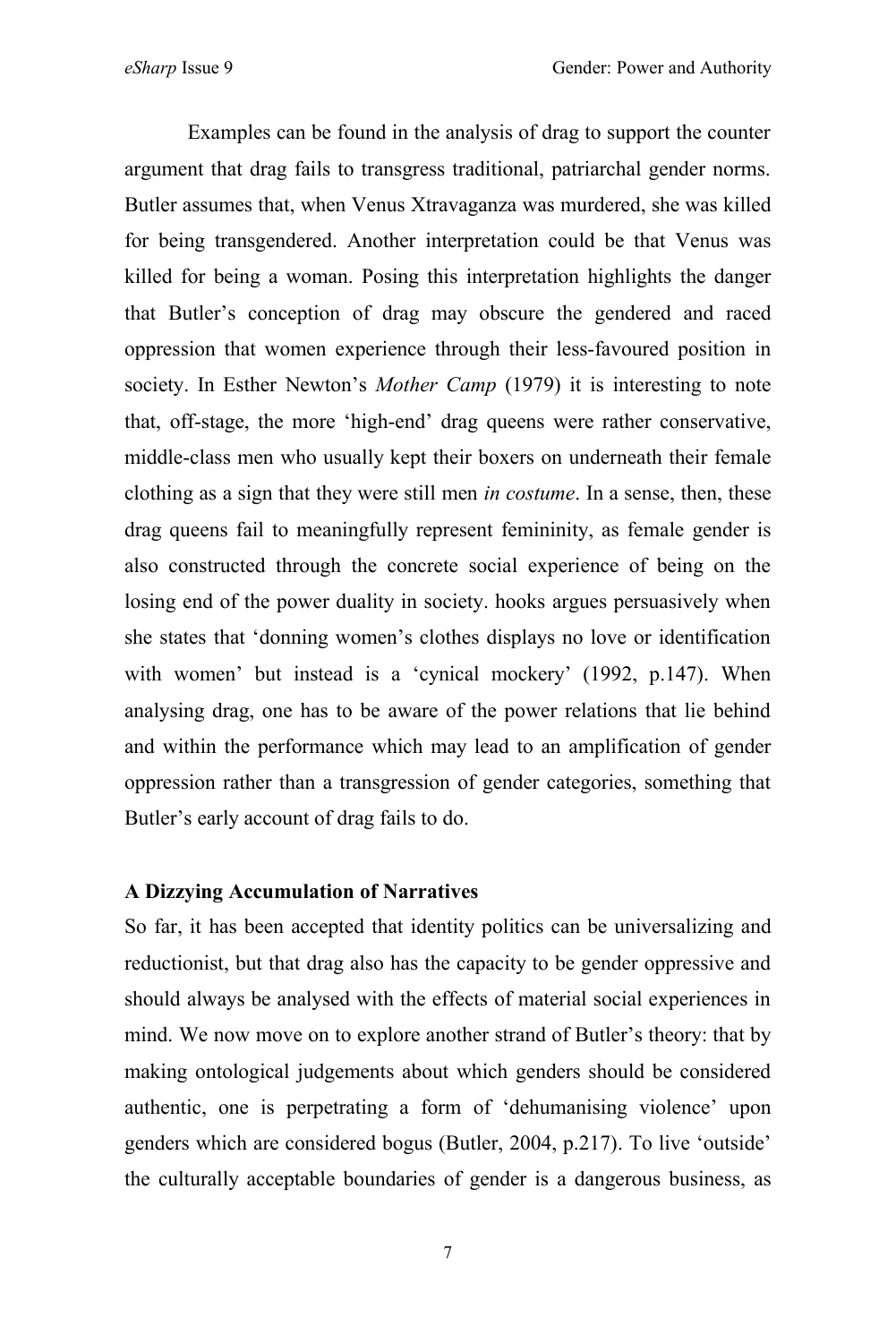Examples can be found in the analysis of drag to support the counter argument that drag fails to transgress traditional, patriarchal gender norms. Butler assumes that, when Venus Xtravaganza was murdered, she was killed for being transgendered. Another interpretation could be that Venus was killed for being a woman. Posing this interpretation highlights the danger that Butler's conception of drag may obscure the gendered and raced oppression that women experience through their less-favoured position in society. In Esther Newton's *Mother Camp* (1979) it is interesting to note that, off-stage, the more 'high-end' drag queens were rather conservative, middle-class men who usually kept their boxers on underneath their female clothing as a sign that they were still men *in costume*. In a sense, then, these drag queens fail to meaningfully represent femininity, as female gender is also constructed through the concrete social experience of being on the losing end of the power duality in society. hooks argues persuasively when she states that 'donning women's clothes displays no love or identification with women' but instead is a 'cynical mockery' (1992, p.147). When analysing drag, one has to be aware of the power relations that lie behind and within the performance which may lead to an amplification of gender oppression rather than a transgression of gender categories, something that Butler's early account of drag fails to do.

## A Dizzying Accumulation of Narratives

So far, it has been accepted that identity politics can be universalizing and reductionist, but that drag also has the capacity to be gender oppressive and should always be analysed with the effects of material social experiences in mind. We now move on to explore another strand of Butler's theory: that by making ontological judgements about which genders should be considered authentic, one is perpetrating a form of 'dehumanising violence' upon genders which are considered bogus (Butler, 2004, p.217). To live 'outside' the culturally acceptable boundaries of gender is a dangerous business, as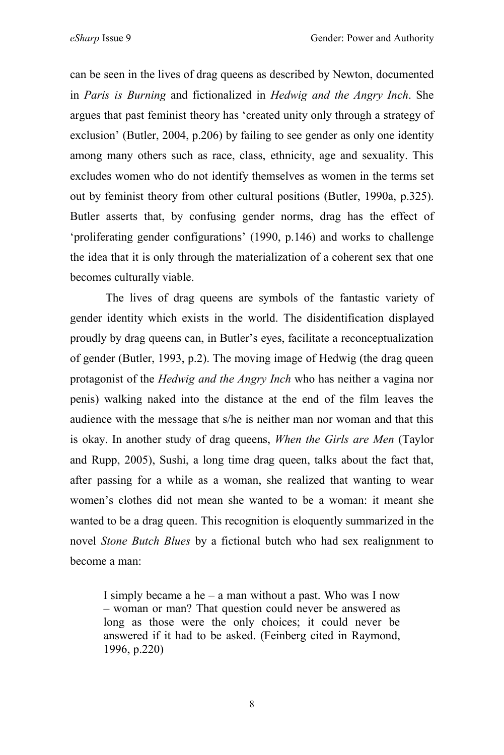can be seen in the lives of drag queens as described by Newton, documented in *Paris is Burning* and fictionalized in *Hedwig and the Angry Inch*. She argues that past feminist theory has 'created unity only through a strategy of exclusion' (Butler, 2004, p.206) by failing to see gender as only one identity among many others such as race, class, ethnicity, age and sexuality. This excludes women who do not identify themselves as women in the terms set out by feminist theory from other cultural positions (Butler, 1990a, p.325). Butler asserts that, by confusing gender norms, drag has the effect of 'proliferating gender configurations' (1990, p.146) and works to challenge the idea that it is only through the materialization of a coherent sex that one becomes culturally viable.

The lives of drag queens are symbols of the fantastic variety of gender identity which exists in the world. The disidentification displayed proudly by drag queens can, in Butler's eyes, facilitate a reconceptualization of gender (Butler, 1993, p.2). The moving image of Hedwig (the drag queen protagonist of the *Hedwig and the Angry Inch* who has neither a vagina nor penis) walking naked into the distance at the end of the film leaves the audience with the message that s/he is neither man nor woman and that this is okay. In another study of drag queens, *When the Girls are Men* (Taylor and Rupp, 2005), Sushi, a long time drag queen, talks about the fact that, after passing for a while as a woman, she realized that wanting to wear women's clothes did not mean she wanted to be a woman: it meant she wanted to be a drag queen. This recognition is eloquently summarized in the novel *Stone Butch Blues* by a fictional butch who had sex realignment to become a man:

> I simply became a he – a man without a past. Who was I now – woman or man? That question could never be answered as long as those were the only choices; it could never be answered if it had to be asked. (Feinberg cited in Raymond, 1996, p.220)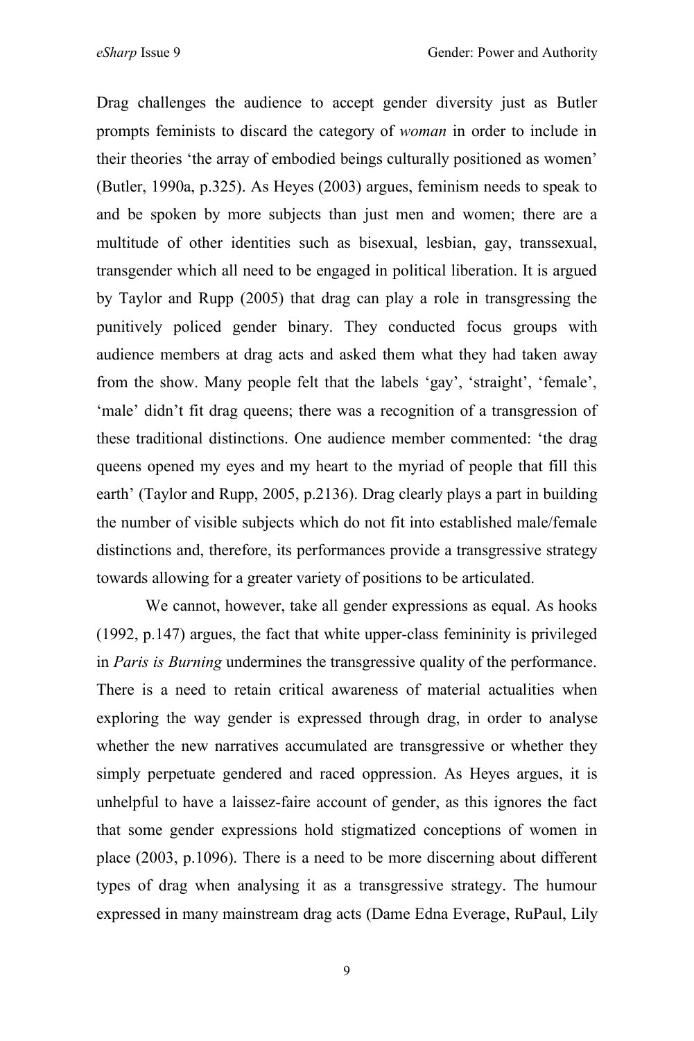Drag challenges the audience to accept gender diversity just as Butler prompts feminists to discard the category of *woman* in order to include in their theories 'the array of embodied beings culturally positioned as women' (Butler, 1990a, p.325). As Heyes (2003) argues, feminism needs to speak to and be spoken by more subjects than just men and women; there are a multitude of other identities such as bisexual, lesbian, gay, transsexual, transgender which all need to be engaged in political liberation. It is argued by Taylor and Rupp (2005) that drag can play a role in transgressing the punitively policed gender binary. They conducted focus groups with audience members at drag acts and asked them what they had taken away from the show. Many people felt that the labels 'gay', 'straight', 'female', 'male' didn't fit drag queens; there was a recognition of a transgression of these traditional distinctions. One audience member commented: 'the drag queens opened my eyes and my heart to the myriad of people that fill this earth' (Taylor and Rupp, 2005, p.2136). Drag clearly plays a part in building the number of visible subjects which do not fit into established male/female distinctions and, therefore, its performances provide a transgressive strategy towards allowing for a greater variety of positions to be articulated.

We cannot, however, take all gender expressions as equal. As hooks (1992, p.147) argues, the fact that white upper-class femininity is privileged in *Paris is Burning* undermines the transgressive quality of the performance. There is a need to retain critical awareness of material actualities when exploring the way gender is expressed through drag, in order to analyse whether the new narratives accumulated are transgressive or whether they simply perpetuate gendered and raced oppression. As Heyes argues, it is unhelpful to have a laissez-faire account of gender, as this ignores the fact that some gender expressions hold stigmatized conceptions of women in place (2003, p.1096). There is a need to be more discerning about different types of drag when analysing it as a transgressive strategy. The humour expressed in many mainstream drag acts (Dame Edna Everage, RuPaul, Lily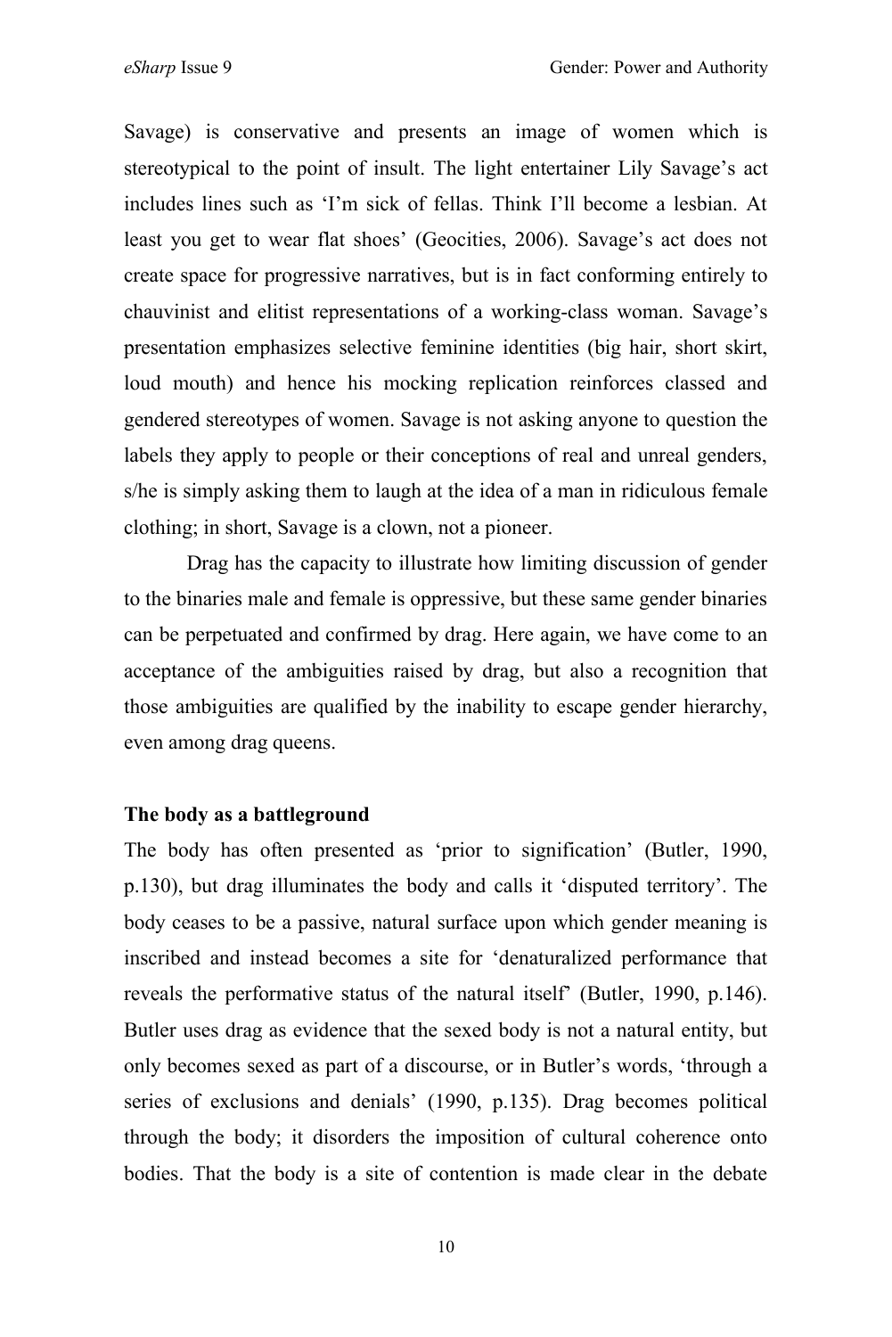Savage) is conservative and presents an image of women which is stereotypical to the point of insult. The light entertainer Lily Savage's act includes lines such as 'I'm sick of fellas. Think I'll become a lesbian. At least you get to wear flat shoes' (Geocities, 2006). Savage's act does not create space for progressive narratives, but is in fact conforming entirely to chauvinist and elitist representations of a working-class woman. Savage's presentation emphasizes selective feminine identities (big hair, short skirt, loud mouth) and hence his mocking replication reinforces classed and gendered stereotypes of women. Savage is not asking anyone to question the labels they apply to people or their conceptions of real and unreal genders, s/he is simply asking them to laugh at the idea of a man in ridiculous female clothing; in short, Savage is a clown, not a pioneer.

Drag has the capacity to illustrate how limiting discussion of gender to the binaries male and female is oppressive, but these same gender binaries can be perpetuated and confirmed by drag. Here again, we have come to an acceptance of the ambiguities raised by drag, but also a recognition that those ambiguities are qualified by the inability to escape gender hierarchy, even among drag queens.

**The body as a battleground**

The body has often presented as 'prior to signification' (Butler, 1990, p.130), but drag illuminates the body and calls it 'disputed territory'. The body ceases to be a passive, natural surface upon which gender meaning is inscribed and instead becomes a site for 'denaturalized performance that reveals the performative status of the natural itself' (Butler, 1990, p.146). Butler uses drag as evidence that the sexed body is not a natural entity, but only becomes sexed as part of a discourse, or in Butler's words, 'through a series of exclusions and denials' (1990, p.135). Drag becomes political through the body; it disorders the imposition of cultural coherence onto bodies. That the body is a site of contention is made clear in the debate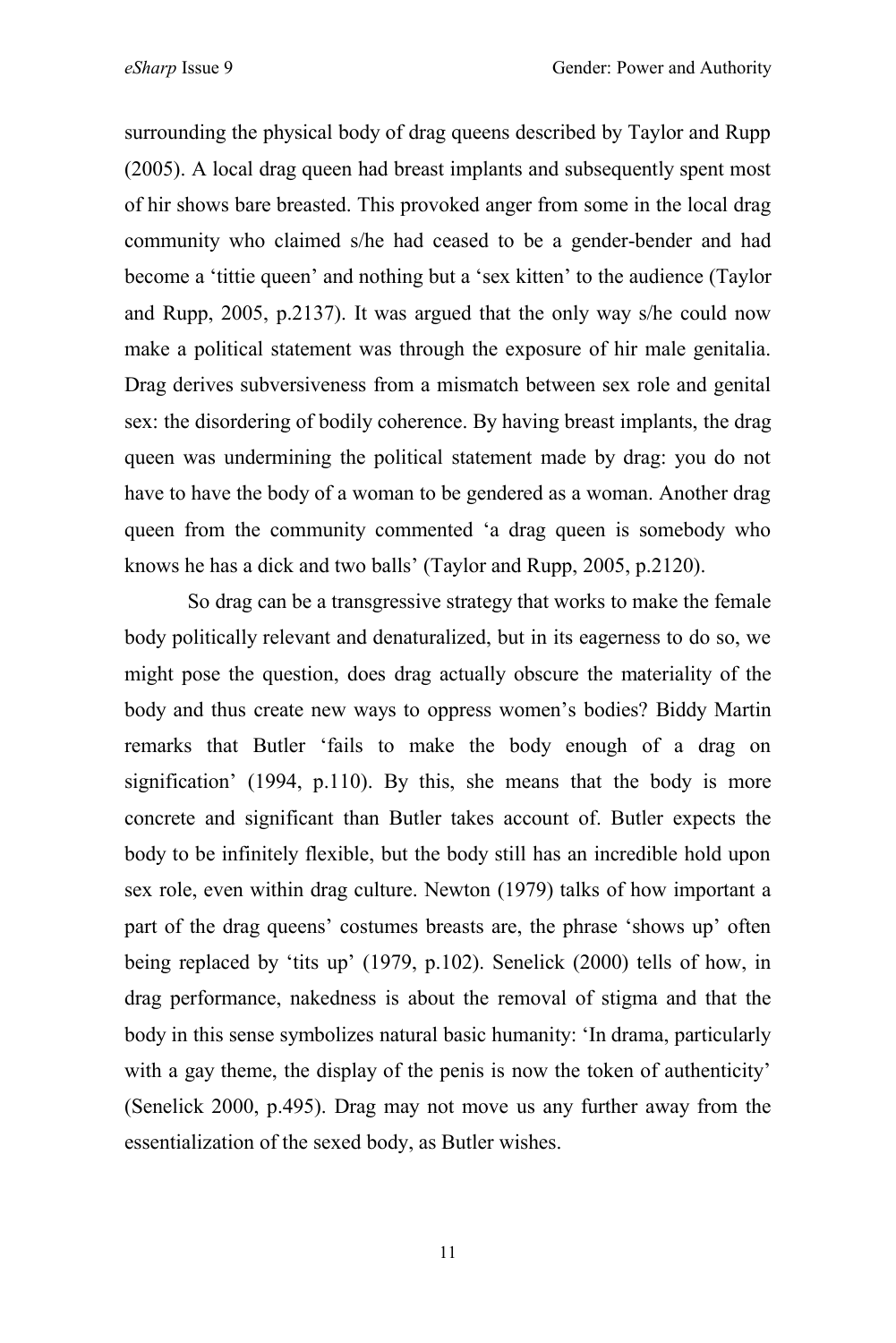surrounding the physical body of drag queens described by Taylor and Rupp (2005). A local drag queen had breast implants and subsequently spent most of hir shows bare breasted. This provoked anger from some in the local drag community who claimed s/he had ceased to be a gender-bender and had become a 'tittie queen' and nothing but a 'sex kitten' to the audience (Taylor and Rupp, 2005, p.2137). It was argued that the only way s/he could now make a political statement was through the exposure of hir male genitalia. Drag derives subversiveness from a mismatch between sex role and genital sex: the disordering of bodily coherence. By having breast implants, the drag queen was undermining the political statement made by drag: you do not have to have the body of a woman to be gendered as a woman. Another drag queen from the community commented 'a drag queen is somebody who knows he has a dick and two balls' (Taylor and Rupp, 2005, p.2120).

So drag can be a transgressive strategy that works to make the female body politically relevant and denaturalized, but in its eagerness to do so, we might pose the question, does drag actually obscure the materiality of the body and thus create new ways to oppress women's bodies? Biddy Martin remarks that Butler 'fails to make the body enough of a drag on signification' (1994, p.110). By this, she means that the body is more concrete and significant than Butler takes account of. Butler expects the body to be infinitely flexible, but the body still has an incredible hold upon sex role, even within drag culture. Newton (1979) talks of how important a part of the drag queens' costumes breasts are, the phrase 'shows up' often being replaced by 'tits up' (1979, p.102). Senelick (2000) tells of how, in drag performance, nakedness is about the removal of stigma and that the body in this sense symbolizes natural basic humanity: 'In drama, particularly with a gay theme, the display of the penis is now the token of authenticity' (Senelick 2000, p.495). Drag may not move us any further away from the essentialization of the sexed body, as Butler wishes.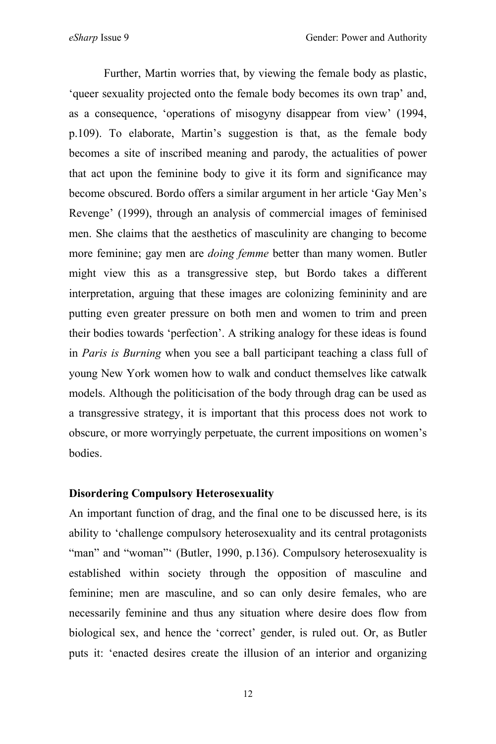Further, Martin worries that, by viewing the female body as plastic, 'queer sexuality projected onto the female body becomes its own trap' and, as a consequence, 'operations of misogyny disappear from view' (1994, p.109). To elaborate, Martin's suggestion is that, as the female body becomes a site of inscribed meaning and parody, the actualities of power that act upon the feminine body to give it its form and significance may become obscured. Bordo offers a similar argument in her article 'Gay Men's Revenge' (1999), through an analysis of commercial images of feminised men. She claims that the aesthetics of masculinity are changing to become more feminine; gay men are *doing femme* better than many women. Butler might view this as a transgressive step, but Bordo takes a different interpretation, arguing that these images are colonizing femininity and are putting even greater pressure on both men and women to trim and preen their bodies towards 'perfection'. A striking analogy for these ideas is found in *Paris is Burning* when you see a ball participant teaching a class full of young New York women how to walk and conduct themselves like catwalk models. Although the politicisation of the body through drag can be used as a transgressive strategy, it is important that this process does not work to obscure, or more worryingly perpetuate, the current impositions on women's bodies.

**Disordering Compulsory Heterosexuality**

An important function of drag, and the final one to be discussed here, is its ability to 'challenge compulsory heterosexuality and its central protagonists "man" and "woman"' (Butler, 1990, p.136). Compulsory heterosexuality is established within society through the opposition of masculine and feminine; men are masculine, and so can only desire females, who are necessarily feminine and thus any situation where desire does flow from biological sex, and hence the 'correct' gender, is ruled out. Or, as Butler puts it: 'enacted desires create the illusion of an interior and organizing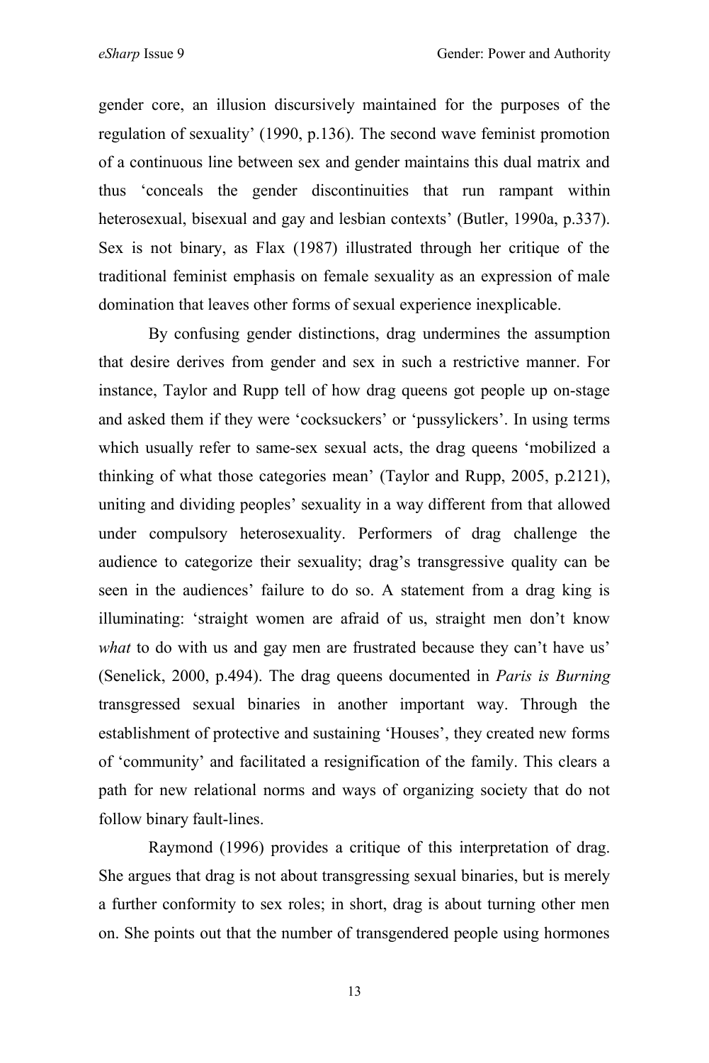gender core, an illusion discursively maintained for the purposes of the regulation of sexuality' (1990, p.136). The second wave feminist promotion of a continuous line between sex and gender maintains this dual matrix and thus 'conceals the gender discontinuities that run rampant within heterosexual, bisexual and gay and lesbian contexts' (Butler, 1990a, p.337). Sex is not binary, as Flax (1987) illustrated through her critique of the traditional feminist emphasis on female sexuality as an expression of male domination that leaves other forms of sexual experience inexplicable.

By confusing gender distinctions, drag undermines the assumption that desire derives from gender and sex in such a restrictive manner. For instance, Taylor and Rupp tell of how drag queens got people up on-stage and asked them if they were 'cocksuckers' or 'pussylickers'. In using terms which usually refer to same-sex sexual acts, the drag queens 'mobilized a thinking of what those categories mean' (Taylor and Rupp, 2005, p.2121), uniting and dividing peoples' sexuality in a way different from that allowed under compulsory heterosexuality. Performers of drag challenge the audience to categorize their sexuality; drag's transgressive quality can be seen in the audiences' failure to do so. A statement from a drag king is illuminating: 'straight women are afraid of us, straight men don't know *what* to do with us and gay men are frustrated because they can't have us' (Senelick, 2000, p.494). The drag queens documented in *Paris is Burning* transgressed sexual binaries in another important way. Through the establishment of protective and sustaining 'Houses', they created new forms of 'community' and facilitated a resignification of the family. This clears a path for new relational norms and ways of organizing society that do not follow binary fault-lines.

Raymond (1996) provides a critique of this interpretation of drag. She argues that drag is not about transgressing sexual binaries, but is merely a further conformity to sex roles; in short, drag is about turning other men on. She points out that the number of transgendered people using hormones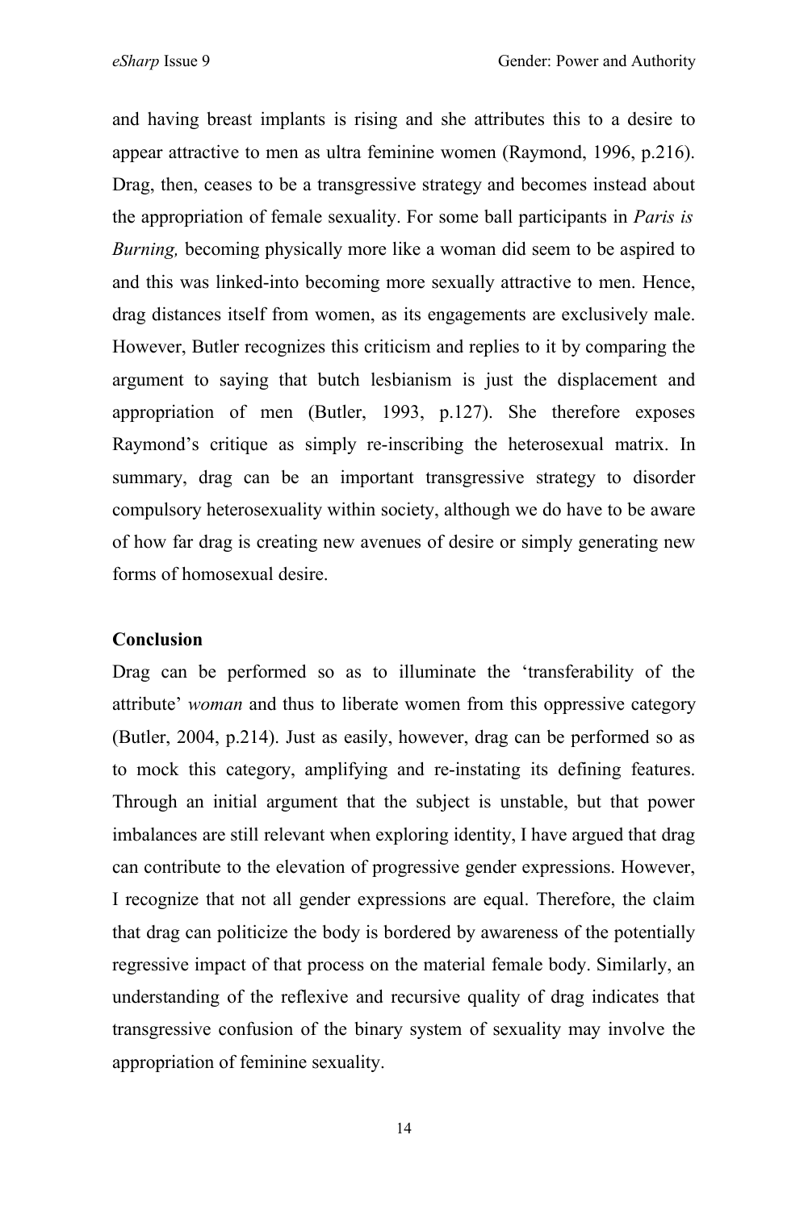and having breast implants is rising and she attributes this to a desire to appear attractive to men as ultra feminine women (Raymond, 1996, p.216). Drag, then, ceases to be a transgressive strategy and becomes instead about the appropriation of female sexuality. For some ball participants in *Paris is Burning,* becoming physically more like a woman did seem to be aspired to and this was linked-into becoming more sexually attractive to men. Hence, drag distances itself from women, as its engagements are exclusively male. However, Butler recognizes this criticism and replies to it by comparing the argument to saying that butch lesbianism is just the displacement and appropriation of men (Butler, 1993, p.127). She therefore exposes Raymond's critique as simply re-inscribing the heterosexual matrix. In summary, drag can be an important transgressive strategy to disorder compulsory heterosexuality within society, although we do have to be aware of how far drag is creating new avenues of desire or simply generating new forms of homosexual desire.

**Conclusion**

Drag can be performed so as to illuminate the 'transferability of the attribute' *woman* and thus to liberate women from this oppressive category (Butler, 2004, p.214). Just as easily, however, drag can be performed so as to mock this category, amplifying and re-instating its defining features. Through an initial argument that the subject is unstable, but that power imbalances are still relevant when exploring identity, I have argued that drag can contribute to the elevation of progressive gender expressions. However, I recognize that not all gender expressions are equal. Therefore, the claim that drag can politicize the body is bordered by awareness of the potentially regressive impact of that process on the material female body. Similarly, an understanding of the reflexive and recursive quality of drag indicates that transgressive confusion of the binary system of sexuality may involve the appropriation of feminine sexuality.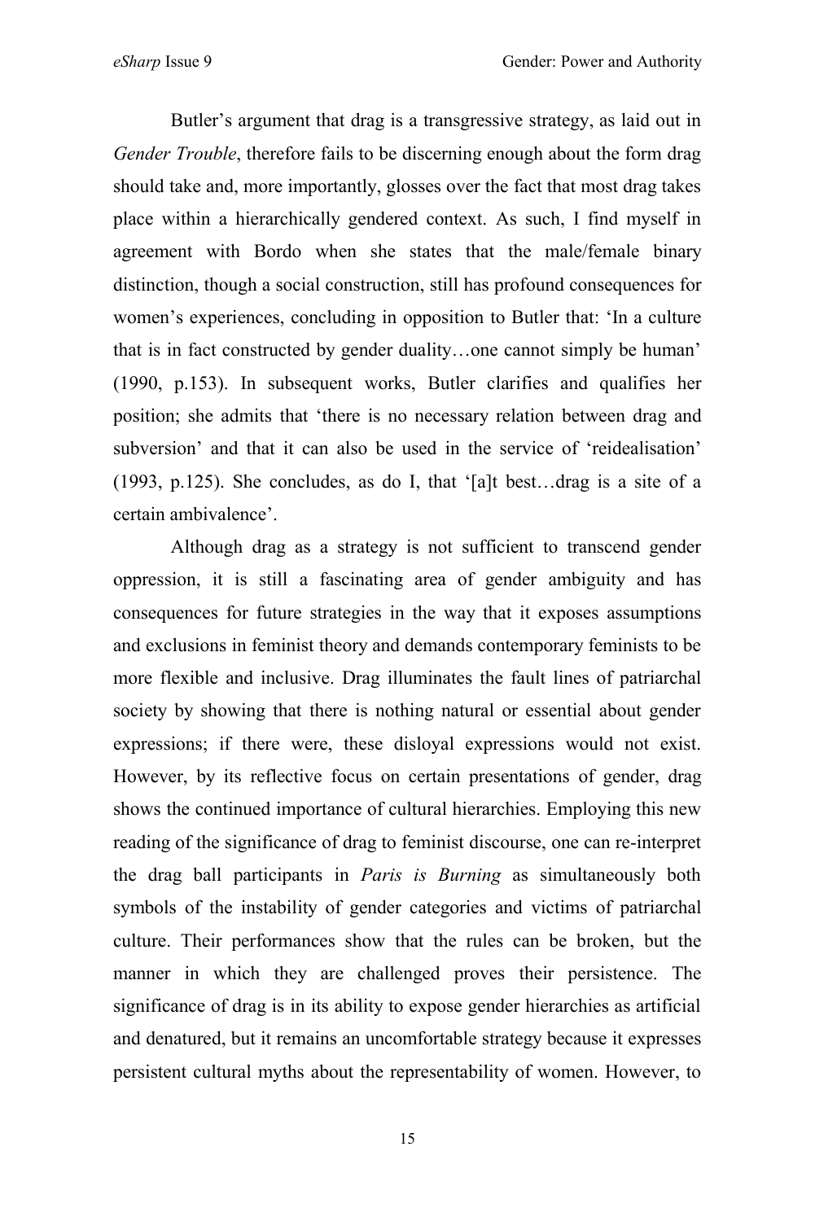Butler's argument that drag is a transgressive strategy, as laid out in *Gender Trouble*, therefore fails to be discerning enough about the form drag should take and, more importantly, glosses over the fact that most drag takes place within a hierarchically gendered context. As such, I find myself in agreement with Bordo when she states that the male/female binary distinction, though a social construction, still has profound consequences for women's experiences, concluding in opposition to Butler that: 'In a culture that is in fact constructed by gender duality…one cannot simply be human' (1990, p.153). In subsequent works, Butler clarifies and qualifies her position; she admits that 'there is no necessary relation between drag and subversion' and that it can also be used in the service of 'reidealisation' (1993, p.125). She concludes, as do I, that '[a]t best…drag is a site of a certain ambivalence'.

Although drag as a strategy is not sufficient to transcend gender oppression, it is still a fascinating area of gender ambiguity and has consequences for future strategies in the way that it exposes assumptions and exclusions in feminist theory and demands contemporary feminists to be more flexible and inclusive. Drag illuminates the fault lines of patriarchal society by showing that there is nothing natural or essential about gender expressions; if there were, these disloyal expressions would not exist. However, by its reflective focus on certain presentations of gender, drag shows the continued importance of cultural hierarchies. Employing this new reading of the significance of drag to feminist discourse, one can re-interpret the drag ball participants in *Paris is Burning* as simultaneously both symbols of the instability of gender categories and victims of patriarchal culture. Their performances show that the rules can be broken, but the manner in which they are challenged proves their persistence. The significance of drag is in its ability to expose gender hierarchies as artificial and denatured, but it remains an uncomfortable strategy because it expresses persistent cultural myths about the representability of women. However, to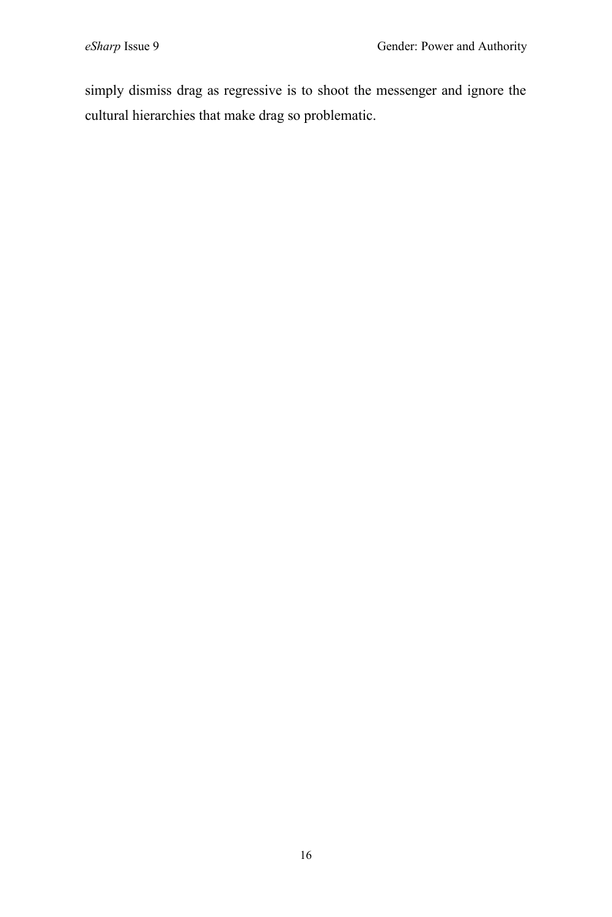simply dismiss drag as regressive is to shoot the messenger and ignore the cultural hierarchies that make drag so problematic.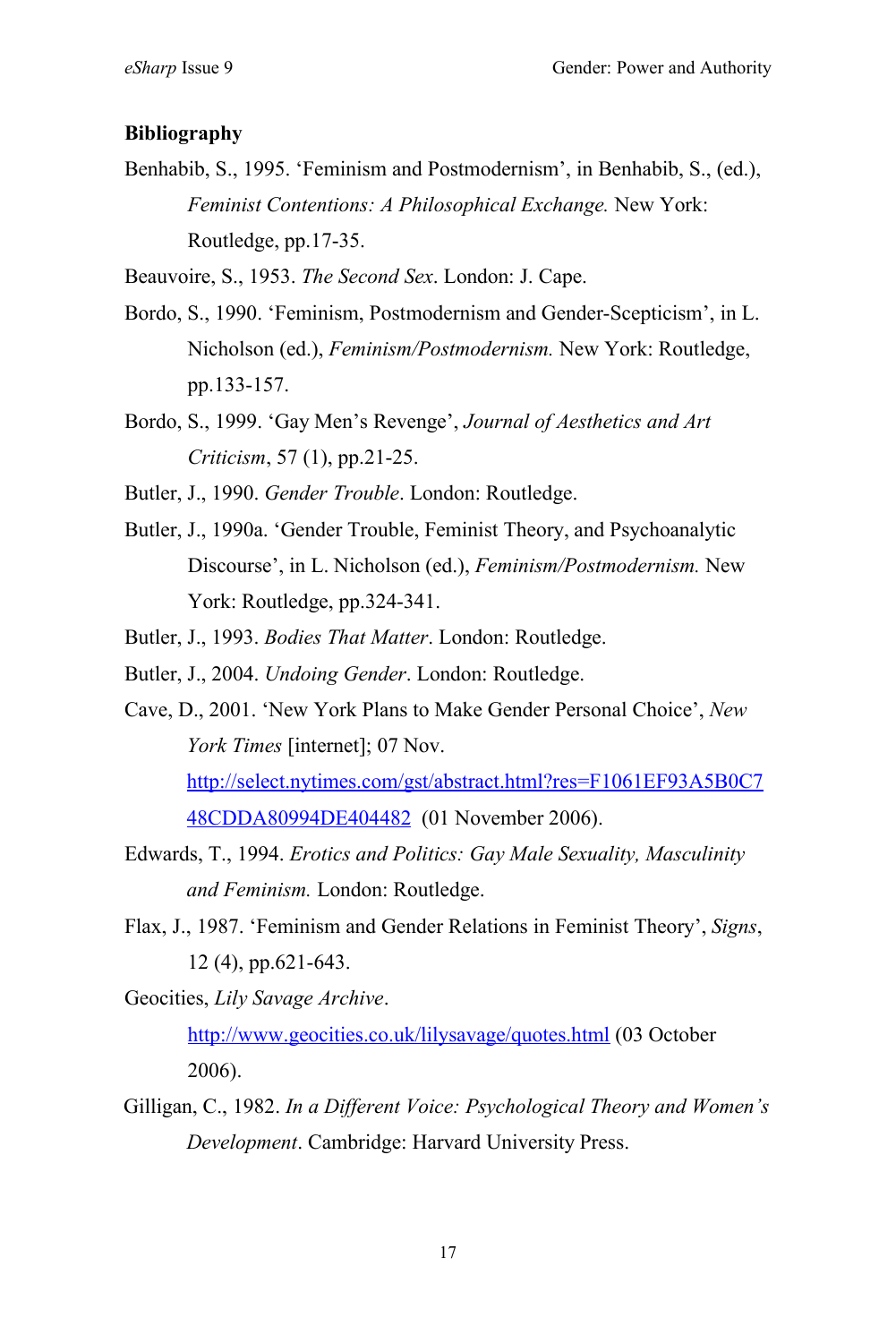**Bibliography**

Benhabib, S., 1995. 'Feminism and Postmodernism', in Benhabib, S., (ed.), *Feminist Contentions: A Philosophical Exchange.* New York: Routledge, pp.17-35.

Beauvoire, S., 1953. *The Second Sex*. London: J. Cape.

Bordo, S., 1990. 'Feminism, Postmodernism and Gender-Scepticism', in L. Nicholson (ed.), *Feminism/Postmodernism.* New York: Routledge, pp.133-157.

Bordo, S., 1999. 'Gay Men's Revenge', *Journal of Aesthetics and Art Criticism*, 57 (1), pp.21-25.

Butler, J., 1990. *Gender Trouble*. London: Routledge.

Butler, J., 1990a. 'Gender Trouble, Feminist Theory, and Psychoanalytic Discourse', in L. Nicholson (ed.), *Feminism/Postmodernism.* New York: Routledge, pp.324-341.

Butler, J., 1993. *Bodies That Matter*. London: Routledge.

Butler, J., 2004. *Undoing Gender*. London: Routledge.

Cave, D., 2001. 'New York Plans to Make Gender Personal Choice', *New York Times* [internet]; 07 Nov. http://select.nytimes.com/gst/abstract.html?res=F1061EF93A5B0C748CDDA80994DE404482 (01 November 2006).

Edwards, T., 1994. *Erotics and Politics: Gay Male Sexuality, Masculinity and Feminism.* London: Routledge.

Flax, J., 1987. 'Feminism and Gender Relations in Feminist Theory', *Signs*, 12 (4), pp.621-643.

Geocities, *Lily Savage Archive*. http://www.geocities.co.uk/lilysavage/quotes.html (03 October 2006).

Gilligan, C., 1982. *In a Different Voice: Psychological Theory and Women's Development*. Cambridge: Harvard University Press.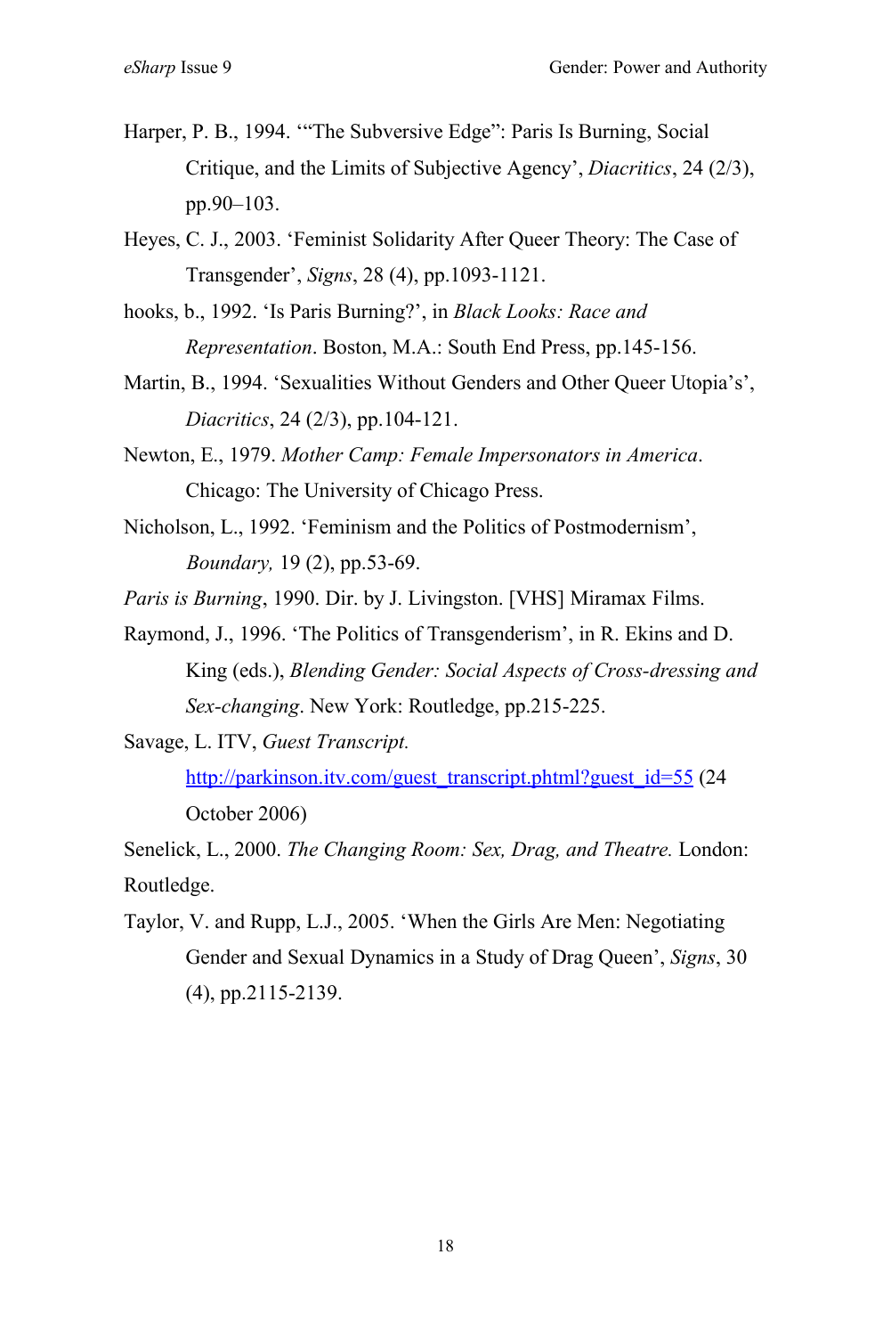Harper, P. B., 1994. '"The Subversive Edge": Paris Is Burning, Social Critique, and the Limits of Subjective Agency', *Diacritics*, 24 (2/3), pp.90–103.

Heyes, C. J., 2003. 'Feminist Solidarity After Queer Theory: The Case of Transgender', *Signs*, 28 (4), pp.1093-1121.

hooks, b., 1992. 'Is Paris Burning?', in *Black Looks: Race and Representation*. Boston, M.A.: South End Press, pp.145-156.

Martin, B., 1994. 'Sexualities Without Genders and Other Queer Utopia's', *Diacritics*, 24 (2/3), pp.104-121.

Newton, E., 1979. *Mother Camp: Female Impersonators in America*. Chicago: The University of Chicago Press.

Nicholson, L., 1992. 'Feminism and the Politics of Postmodernism', *Boundary,* 19 (2), pp.53-69.

*Paris is Burning*, 1990. Dir. by J. Livingston. [VHS] Miramax Films.

Raymond, J., 1996. 'The Politics of Transgenderism', in R. Ekins and D. King (eds.), *Blending Gender: Social Aspects of Cross-dressing and Sex-changing*. New York: Routledge, pp.215-225.

Savage, L. ITV, *Guest Transcript.* http://parkinson.itv.com/guest_transcript.phtml?guest_id=55 (24 October 2006)

Senelick, L., 2000. *The Changing Room: Sex, Drag, and Theatre.* London: Routledge.

Taylor, V. and Rupp, L.J., 2005. 'When the Girls Are Men: Negotiating Gender and Sexual Dynamics in a Study of Drag Queen', *Signs*, 30 (4), pp.2115-2139.